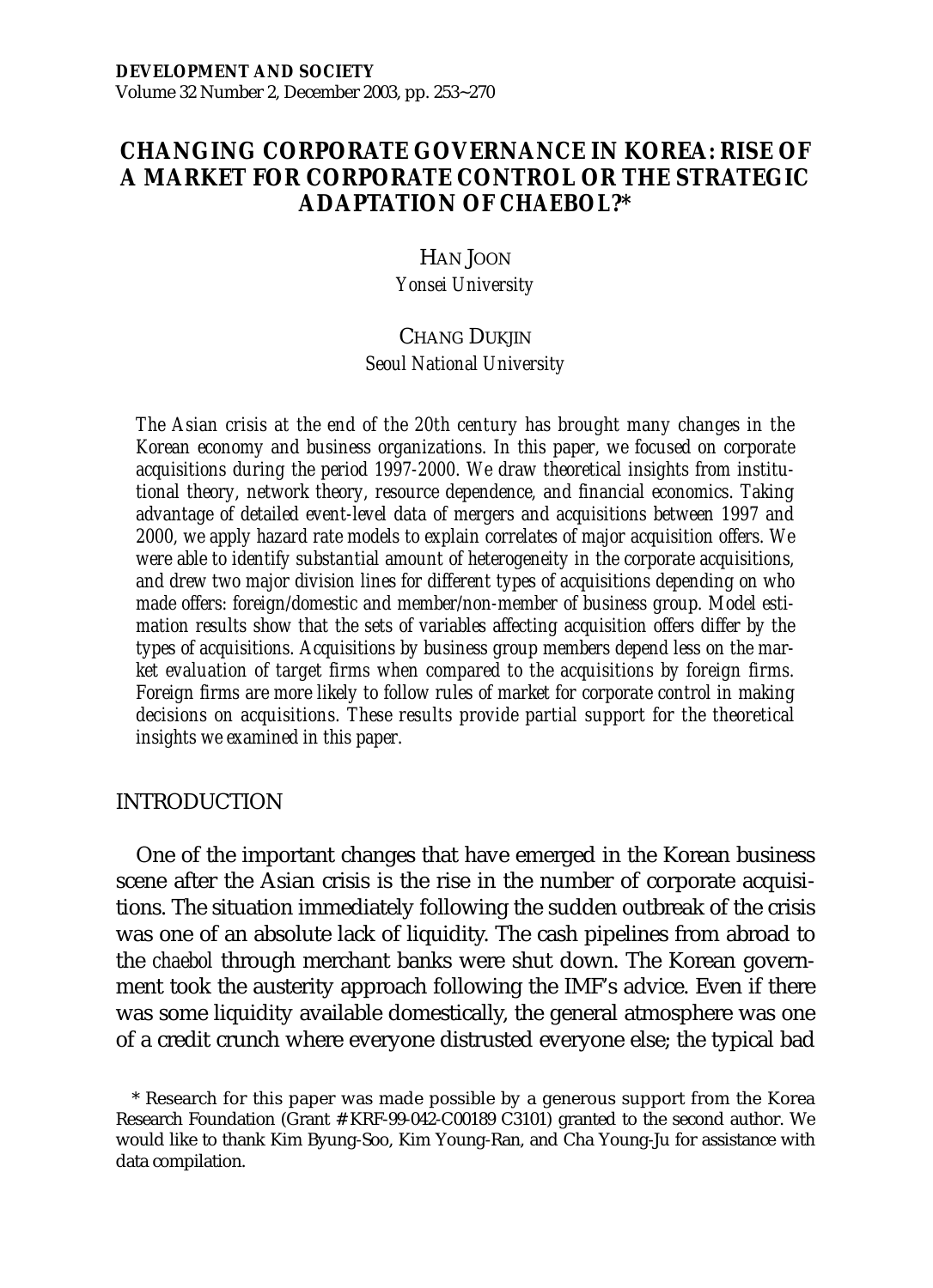# CHANGING CORPORATE GOVERNANCE IN KOREA: RISE OF A MARKET FOR CORPORATE CONTROL OR THE STRATEGIC ADAPTATION OF CHAEBOL?*

HAN JOON
*Yonsei University*

CHANG DUKJIN
*Seoul National University*

*The Asian crisis at the end of the 20th century has brought many changes in the Korean economy and business organizations. In this paper, we focused on corporate acquisitions during the period 1997-2000. We draw theoretical insights from institutional theory, network theory, resource dependence, and financial economics. Taking advantage of detailed event-level data of mergers and acquisitions between 1997 and 2000, we apply hazard rate models to explain correlates of major acquisition offers. We were able to identify substantial amount of heterogeneity in the corporate acquisitions, and drew two major division lines for different types of acquisitions depending on who made offers: foreign/domestic and member/non-member of business group. Model estimation results show that the sets of variables affecting acquisition offers differ by the types of acquisitions. Acquisitions by business group members depend less on the market evaluation of target firms when compared to the acquisitions by foreign firms. Foreign firms are more likely to follow rules of market for corporate control in making decisions on acquisitions. These results provide partial support for the theoretical insights we examined in this paper.*

## INTRODUCTION

One of the important changes that have emerged in the Korean business scene after the Asian crisis is the rise in the number of corporate acquisitions. The situation immediately following the sudden outbreak of the crisis was one of an absolute lack of liquidity. The cash pipelines from abroad to the *chaebol* through merchant banks were shut down. The Korean government took the austerity approach following the IMF's advice. Even if there was some liquidity available domestically, the general atmosphere was one of a credit crunch where everyone distrusted everyone else; the typical bad

\* Research for this paper was made possible by a generous support from the Korea Research Foundation (Grant # KRF-99-042-C00189 C3101) granted to the second author. We would like to thank Kim Byung-Soo, Kim Young-Ran, and Cha Young-Ju for assistance with data compilation.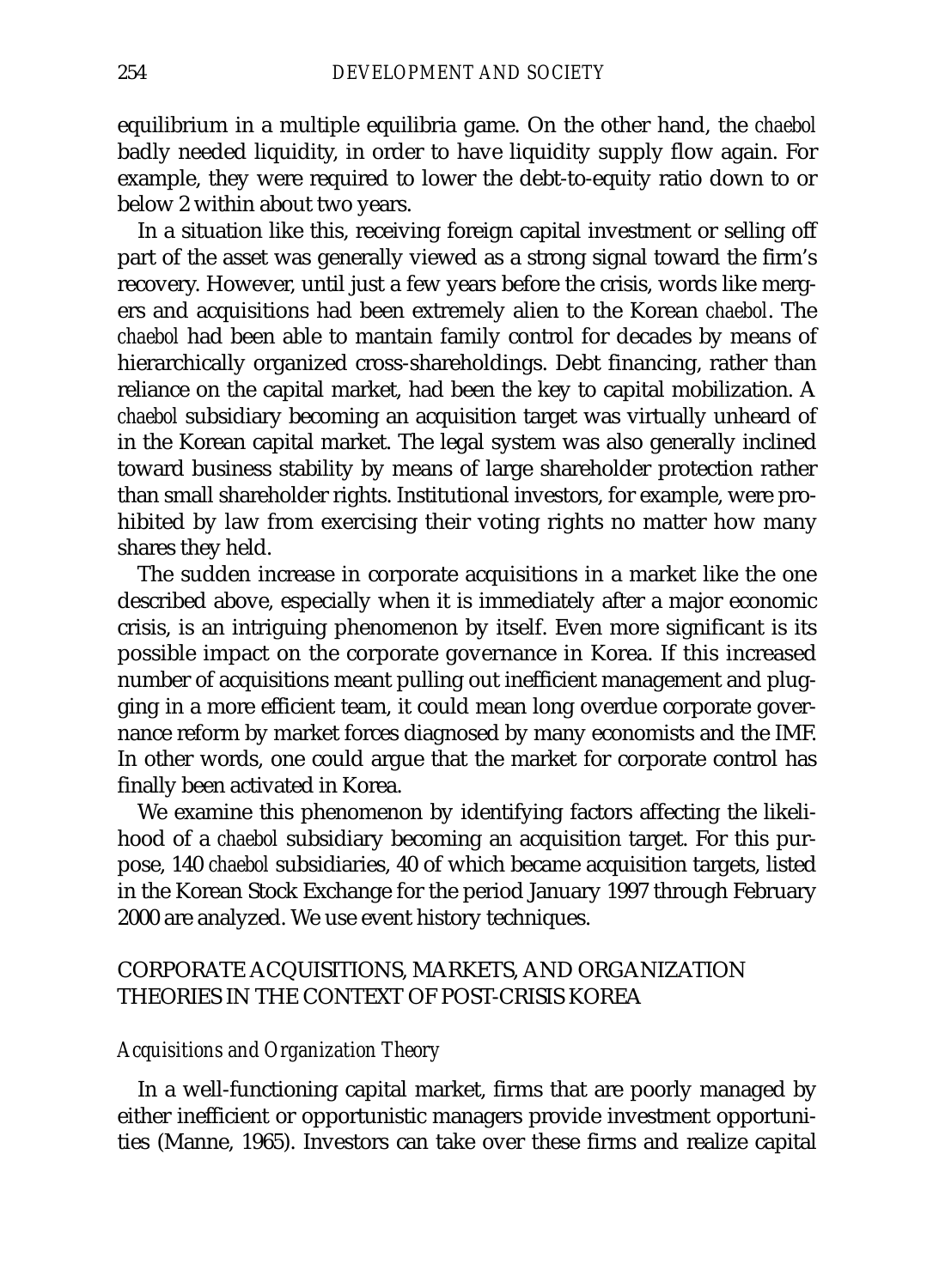equilibrium in a multiple equilibria game. On the other hand, the *chaebol* badly needed liquidity, in order to have liquidity supply flow again. For example, they were required to lower the debt-to-equity ratio down to or below 2 within about two years.

In a situation like this, receiving foreign capital investment or selling off part of the asset was generally viewed as a strong signal toward the firm's recovery. However, until just a few years before the crisis, words like mergers and acquisitions had been extremely alien to the Korean *chaebol*. The *chaebol* had been able to mantain family control for decades by means of hierarchically organized cross-shareholdings. Debt financing, rather than reliance on the capital market, had been the key to capital mobilization. A *chaebol* subsidiary becoming an acquisition target was virtually unheard of in the Korean capital market. The legal system was also generally inclined toward business stability by means of large shareholder protection rather than small shareholder rights. Institutional investors, for example, were prohibited by law from exercising their voting rights no matter how many shares they held.

The sudden increase in corporate acquisitions in a market like the one described above, especially when it is immediately after a major economic crisis, is an intriguing phenomenon by itself. Even more significant is its possible impact on the corporate governance in Korea. If this increased number of acquisitions meant pulling out inefficient management and plugging in a more efficient team, it could mean long overdue corporate governance reform by market forces diagnosed by many economists and the IMF. In other words, one could argue that the market for corporate control has finally been activated in Korea.

We examine this phenomenon by identifying factors affecting the likelihood of a *chaebol* subsidiary becoming an acquisition target. For this purpose, 140 *chaebol* subsidiaries, 40 of which became acquisition targets, listed in the Korean Stock Exchange for the period January 1997 through February 2000 are analyzed. We use event history techniques.

## CORPORATE ACQUISITIONS, MARKETS, AND ORGANIZATION THEORIES IN THE CONTEXT OF POST-CRISIS KOREA

### *Acquisitions and Organization Theory*

In a well-functioning capital market, firms that are poorly managed by either inefficient or opportunistic managers provide investment opportunities (Manne, 1965). Investors can take over these firms and realize capital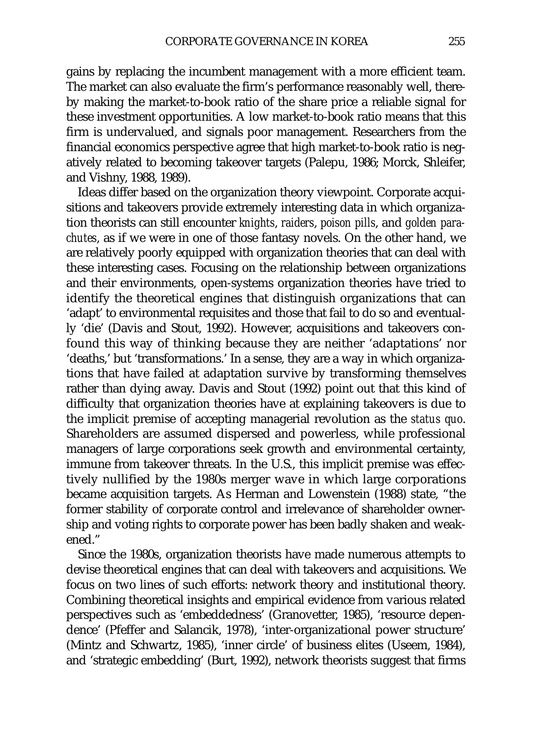gains by replacing the incumbent management with a more efficient team. The market can also evaluate the firm's performance reasonably well, thereby making the market-to-book ratio of the share price a reliable signal for these investment opportunities. A low market-to-book ratio means that this firm is undervalued, and signals poor management. Researchers from the financial economics perspective agree that high market-to-book ratio is negatively related to becoming takeover targets (Palepu, 1986; Morck, Shleifer, and Vishny, 1988, 1989).

Ideas differ based on the organization theory viewpoint. Corporate acquisitions and takeovers provide extremely interesting data in which organization theorists can still encounter *knights*, *raiders*, *poison pills*, and *golden parachutes*, as if we were in one of those fantasy novels. On the other hand, we are relatively poorly equipped with organization theories that can deal with these interesting cases. Focusing on the relationship between organizations and their environments, open-systems organization theories have tried to identify the theoretical engines that distinguish organizations that can 'adapt' to environmental requisites and those that fail to do so and eventually 'die' (Davis and Stout, 1992). However, acquisitions and takeovers confound this way of thinking because they are neither 'adaptations' nor 'deaths,' but 'transformations.' In a sense, they are a way in which organizations that have failed at adaptation survive by transforming themselves rather than dying away. Davis and Stout (1992) point out that this kind of difficulty that organization theories have at explaining takeovers is due to the implicit premise of accepting managerial revolution as the *status quo*. Shareholders are assumed dispersed and powerless, while professional managers of large corporations seek growth and environmental certainty, immune from takeover threats. In the U.S., this implicit premise was effectively nullified by the 1980s merger wave in which large corporations became acquisition targets. As Herman and Lowenstein (1988) state, "the former stability of corporate control and irrelevance of shareholder ownership and voting rights to corporate power has been badly shaken and weakened."

Since the 1980s, organization theorists have made numerous attempts to devise theoretical engines that can deal with takeovers and acquisitions. We focus on two lines of such efforts: network theory and institutional theory. Combining theoretical insights and empirical evidence from various related perspectives such as 'embeddedness' (Granovetter, 1985), 'resource dependence' (Pfeffer and Salancik, 1978), 'inter-organizational power structure' (Mintz and Schwartz, 1985), 'inner circle' of business elites (Useem, 1984), and 'strategic embedding' (Burt, 1992), network theorists suggest that firms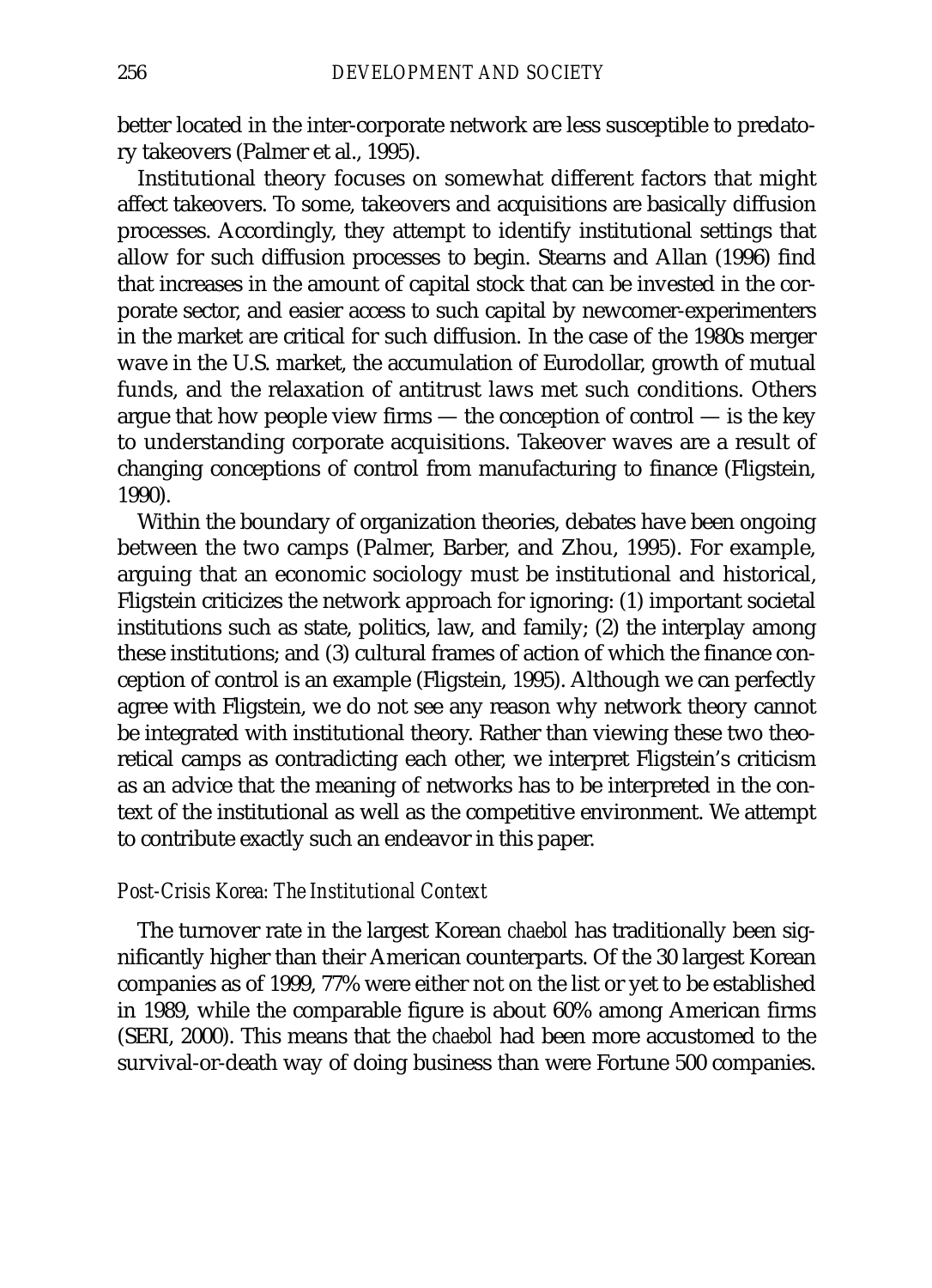better located in the inter-corporate network are less susceptible to predatory takeovers (Palmer et al., 1995).

Institutional theory focuses on somewhat different factors that might affect takeovers. To some, takeovers and acquisitions are basically diffusion processes. Accordingly, they attempt to identify institutional settings that allow for such diffusion processes to begin. Stearns and Allan (1996) find that increases in the amount of capital stock that can be invested in the corporate sector, and easier access to such capital by newcomer-experimenters in the market are critical for such diffusion. In the case of the 1980s merger wave in the U.S. market, the accumulation of Eurodollar, growth of mutual funds, and the relaxation of antitrust laws met such conditions. Others argue that how people view firms — the conception of control — is the key to understanding corporate acquisitions. Takeover waves are a result of changing conceptions of control from manufacturing to finance (Fligstein, 1990).

Within the boundary of organization theories, debates have been ongoing between the two camps (Palmer, Barber, and Zhou, 1995). For example, arguing that an economic sociology must be institutional and historical, Fligstein criticizes the network approach for ignoring: (1) important societal institutions such as state, politics, law, and family; (2) the interplay among these institutions; and (3) cultural frames of action of which the finance conception of control is an example (Fligstein, 1995). Although we can perfectly agree with Fligstein, we do not see any reason why network theory cannot be integrated with institutional theory. Rather than viewing these two theoretical camps as contradicting each other, we interpret Fligstein's criticism as an advice that the meaning of networks has to be interpreted in the context of the institutional as well as the competitive environment. We attempt to contribute exactly such an endeavor in this paper.

### *Post-Crisis Korea: The Institutional Context*

The turnover rate in the largest Korean *chaebol* has traditionally been significantly higher than their American counterparts. Of the 30 largest Korean companies as of 1999, 77% were either not on the list or yet to be established in 1989, while the comparable figure is about 60% among American firms (SERI, 2000). This means that the *chaebol* had been more accustomed to the survival-or-death way of doing business than were Fortune 500 companies.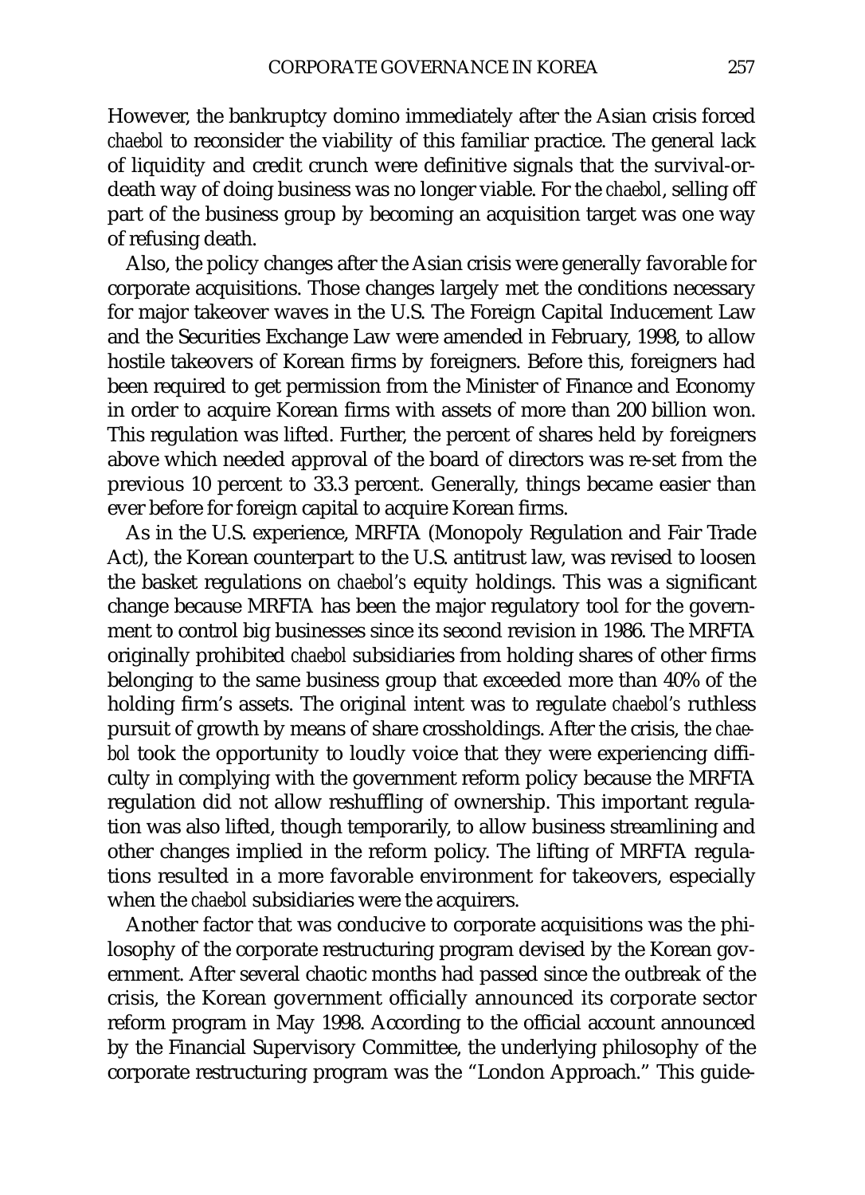However, the bankruptcy domino immediately after the Asian crisis forced *chaebol* to reconsider the viability of this familiar practice. The general lack of liquidity and credit crunch were definitive signals that the survival-or-death way of doing business was no longer viable. For the *chaebol*, selling off part of the business group by becoming an acquisition target was one way of refusing death.

Also, the policy changes after the Asian crisis were generally favorable for corporate acquisitions. Those changes largely met the conditions necessary for major takeover waves in the U.S. The Foreign Capital Inducement Law and the Securities Exchange Law were amended in February, 1998, to allow hostile takeovers of Korean firms by foreigners. Before this, foreigners had been required to get permission from the Minister of Finance and Economy in order to acquire Korean firms with assets of more than 200 billion won. This regulation was lifted. Further, the percent of shares held by foreigners above which needed approval of the board of directors was re-set from the previous 10 percent to 33.3 percent. Generally, things became easier than ever before for foreign capital to acquire Korean firms.

As in the U.S. experience, MRFTA (Monopoly Regulation and Fair Trade Act), the Korean counterpart to the U.S. antitrust law, was revised to loosen the basket regulations on *chaebol's* equity holdings. This was a significant change because MRFTA has been the major regulatory tool for the government to control big businesses since its second revision in 1986. The MRFTA originally prohibited *chaebol* subsidiaries from holding shares of other firms belonging to the same business group that exceeded more than 40% of the holding firm's assets. The original intent was to regulate *chaebol's* ruthless pursuit of growth by means of share crossholdings. After the crisis, the *chaebol* took the opportunity to loudly voice that they were experiencing difficulty in complying with the government reform policy because the MRFTA regulation did not allow reshuffling of ownership. This important regulation was also lifted, though temporarily, to allow business streamlining and other changes implied in the reform policy. The lifting of MRFTA regulations resulted in a more favorable environment for takeovers, especially when the *chaebol* subsidiaries were the acquirers.

Another factor that was conducive to corporate acquisitions was the philosophy of the corporate restructuring program devised by the Korean government. After several chaotic months had passed since the outbreak of the crisis, the Korean government officially announced its corporate sector reform program in May 1998. According to the official account announced by the Financial Supervisory Committee, the underlying philosophy of the corporate restructuring program was the "London Approach." This guide-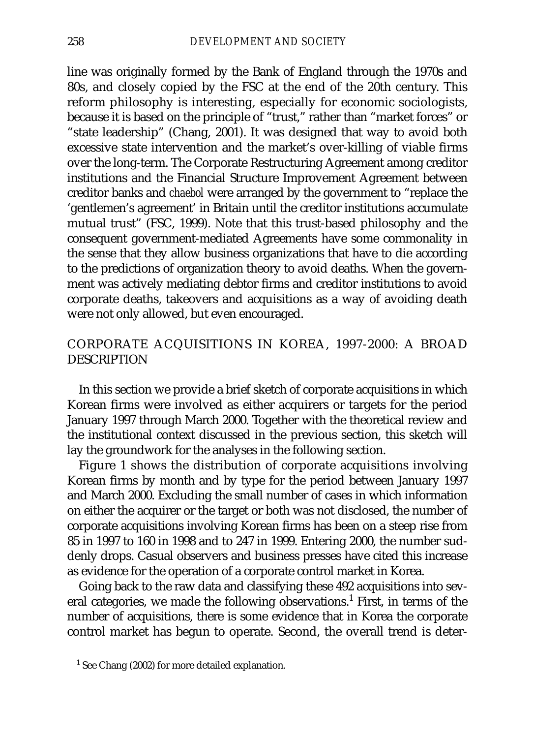line was originally formed by the Bank of England through the 1970s and 80s, and closely copied by the FSC at the end of the 20th century. This reform philosophy is interesting, especially for economic sociologists, because it is based on the principle of "trust," rather than "market forces" or "state leadership" (Chang, 2001). It was designed that way to avoid both excessive state intervention and the market's over-killing of viable firms over the long-term. The Corporate Restructuring Agreement among creditor institutions and the Financial Structure Improvement Agreement between creditor banks and *chaebol* were arranged by the government to "replace the 'gentlemen's agreement' in Britain until the creditor institutions accumulate mutual trust" (FSC, 1999). Note that this trust-based philosophy and the consequent government-mediated Agreements have some commonality in the sense that they allow business organizations that have to die according to the predictions of organization theory to avoid deaths. When the government was actively mediating debtor firms and creditor institutions to avoid corporate deaths, takeovers and acquisitions as a way of avoiding death were not only allowed, but even encouraged.

## CORPORATE ACQUISITIONS IN KOREA, 1997-2000: A BROAD DESCRIPTION

In this section we provide a brief sketch of corporate acquisitions in which Korean firms were involved as either acquirers or targets for the period January 1997 through March 2000. Together with the theoretical review and the institutional context discussed in the previous section, this sketch will lay the groundwork for the analyses in the following section.

Figure 1 shows the distribution of corporate acquisitions involving Korean firms by month and by type for the period between January 1997 and March 2000. Excluding the small number of cases in which information on either the acquirer or the target or both was not disclosed, the number of corporate acquisitions involving Korean firms has been on a steep rise from 85 in 1997 to 160 in 1998 and to 247 in 1999. Entering 2000, the number suddenly drops. Casual observers and business presses have cited this increase as evidence for the operation of a corporate control market in Korea.

Going back to the raw data and classifying these 492 acquisitions into several categories, we made the following observations.[1] First, in terms of the number of acquisitions, there is some evidence that in Korea the corporate control market has begun to operate. Second, the overall trend is deter-

[1] See Chang (2002) for more detailed explanation.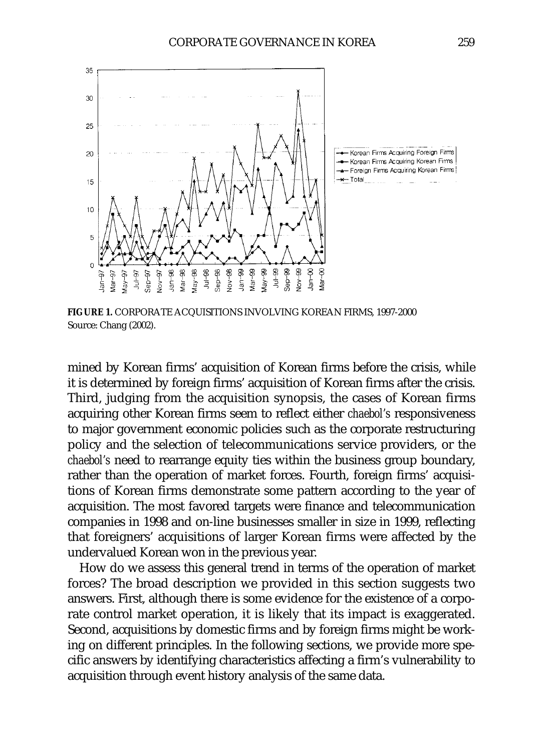**FIGURE 1.** CORPORATE ACQUISITIONS INVOLVING KOREAN FIRMS, 1997-2000
Source: Chang (2002).

mined by Korean firms' acquisition of Korean firms before the crisis, while it is determined by foreign firms' acquisition of Korean firms after the crisis. Third, judging from the acquisition synopsis, the cases of Korean firms acquiring other Korean firms seem to reflect either *chaebol's* responsiveness to major government economic policies such as the corporate restructuring policy and the selection of telecommunications service providers, or the *chaebol's* need to rearrange equity ties within the business group boundary, rather than the operation of market forces. Fourth, foreign firms' acquisitions of Korean firms demonstrate some pattern according to the year of acquisition. The most favored targets were finance and telecommunication companies in 1998 and on-line businesses smaller in size in 1999, reflecting that foreigners' acquisitions of larger Korean firms were affected by the undervalued Korean won in the previous year.

How do we assess this general trend in terms of the operation of market forces? The broad description we provided in this section suggests two answers. First, although there is some evidence for the existence of a corporate control market operation, it is likely that its impact is exaggerated. Second, acquisitions by domestic firms and by foreign firms might be working on different principles. In the following sections, we provide more specific answers by identifying characteristics affecting a firm's vulnerability to acquisition through event history analysis of the same data.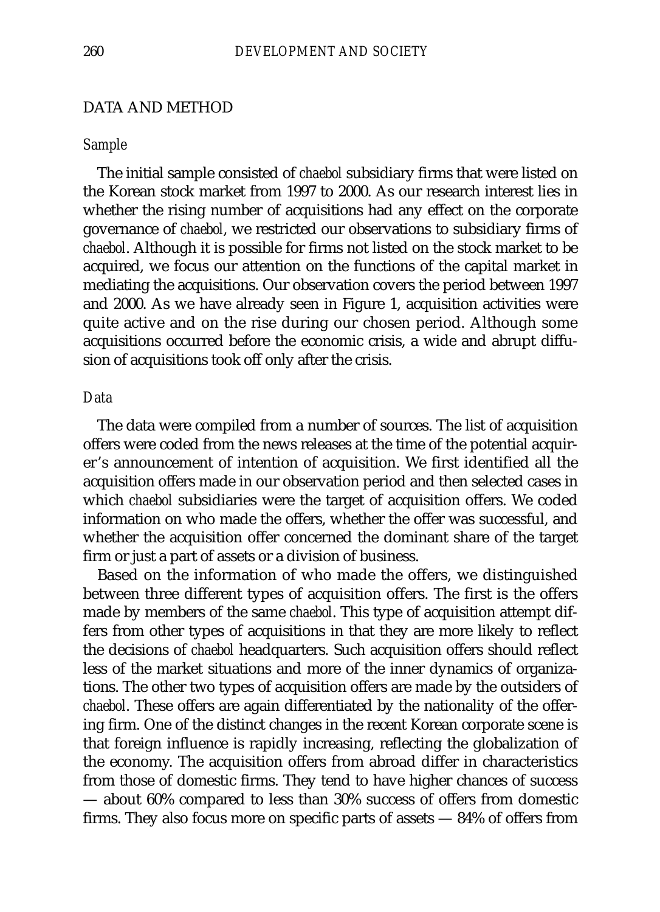## DATA AND METHOD

### *Sample*

The initial sample consisted of *chaebol* subsidiary firms that were listed on the Korean stock market from 1997 to 2000. As our research interest lies in whether the rising number of acquisitions had any effect on the corporate governance of *chaebol*, we restricted our observations to subsidiary firms of *chaebol*. Although it is possible for firms not listed on the stock market to be acquired, we focus our attention on the functions of the capital market in mediating the acquisitions. Our observation covers the period between 1997 and 2000. As we have already seen in Figure 1, acquisition activities were quite active and on the rise during our chosen period. Although some acquisitions occurred before the economic crisis, a wide and abrupt diffusion of acquisitions took off only after the crisis.

### *Data*

The data were compiled from a number of sources. The list of acquisition offers were coded from the news releases at the time of the potential acquirer's announcement of intention of acquisition. We first identified all the acquisition offers made in our observation period and then selected cases in which *chaebol* subsidiaries were the target of acquisition offers. We coded information on who made the offers, whether the offer was successful, and whether the acquisition offer concerned the dominant share of the target firm or just a part of assets or a division of business.

Based on the information of who made the offers, we distinguished between three different types of acquisition offers. The first is the offers made by members of the same *chaebol*. This type of acquisition attempt differs from other types of acquisitions in that they are more likely to reflect the decisions of *chaebol* headquarters. Such acquisition offers should reflect less of the market situations and more of the inner dynamics of organizations. The other two types of acquisition offers are made by the outsiders of *chaebol*. These offers are again differentiated by the nationality of the offering firm. One of the distinct changes in the recent Korean corporate scene is that foreign influence is rapidly increasing, reflecting the globalization of the economy. The acquisition offers from abroad differ in characteristics from those of domestic firms. They tend to have higher chances of success — about 60% compared to less than 30% success of offers from domestic firms. They also focus more on specific parts of assets — 84% of offers from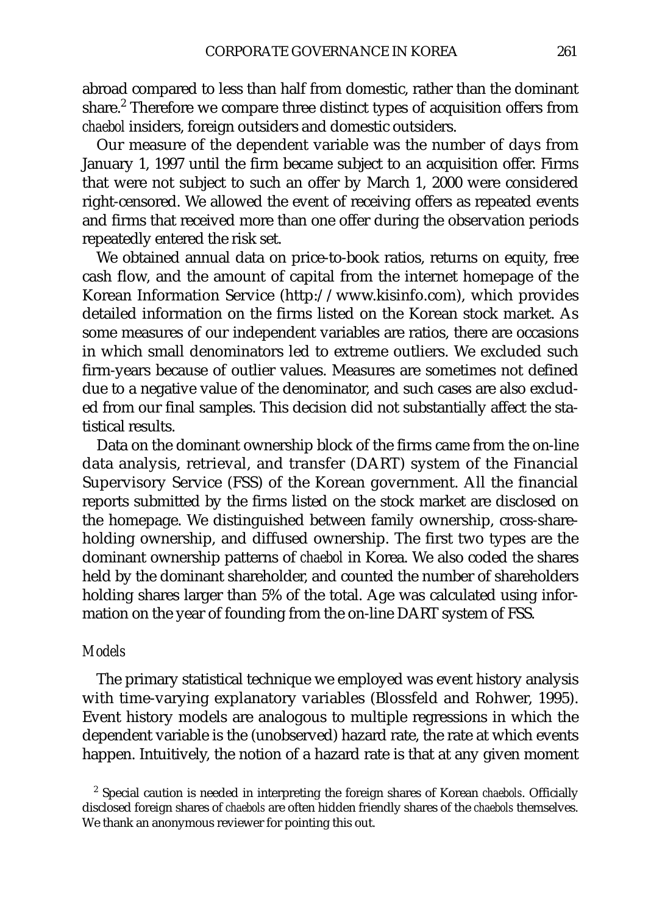abroad compared to less than half from domestic, rather than the dominant share.[2] Therefore we compare three distinct types of acquisition offers from *chaebol* insiders, foreign outsiders and domestic outsiders.

Our measure of the dependent variable was the number of days from January 1, 1997 until the firm became subject to an acquisition offer. Firms that were not subject to such an offer by March 1, 2000 were considered right-censored. We allowed the event of receiving offers as repeated events and firms that received more than one offer during the observation periods repeatedly entered the risk set.

We obtained annual data on price-to-book ratios, returns on equity, free cash flow, and the amount of capital from the internet homepage of the Korean Information Service (http://www.kisinfo.com), which provides detailed information on the firms listed on the Korean stock market. As some measures of our independent variables are ratios, there are occasions in which small denominators led to extreme outliers. We excluded such firm-years because of outlier values. Measures are sometimes not defined due to a negative value of the denominator, and such cases are also excluded from our final samples. This decision did not substantially affect the statistical results.

Data on the dominant ownership block of the firms came from the on-line data analysis, retrieval, and transfer (DART) system of the Financial Supervisory Service (FSS) of the Korean government. All the financial reports submitted by the firms listed on the stock market are disclosed on the homepage. We distinguished between family ownership, cross-shareholding ownership, and diffused ownership. The first two types are the dominant ownership patterns of *chaebol* in Korea. We also coded the shares held by the dominant shareholder, and counted the number of shareholders holding shares larger than 5% of the total. Age was calculated using information on the year of founding from the on-line DART system of FSS.

### *Models*

The primary statistical technique we employed was event history analysis with time-varying explanatory variables (Blossfeld and Rohwer, 1995). Event history models are analogous to multiple regressions in which the dependent variable is the (unobserved) hazard rate, the rate at which events happen. Intuitively, the notion of a hazard rate is that at any given moment

[2] Special caution is needed in interpreting the foreign shares of Korean *chaebols*. Officially disclosed foreign shares of *chaebols* are often hidden friendly shares of the *chaebols* themselves. We thank an anonymous reviewer for pointing this out.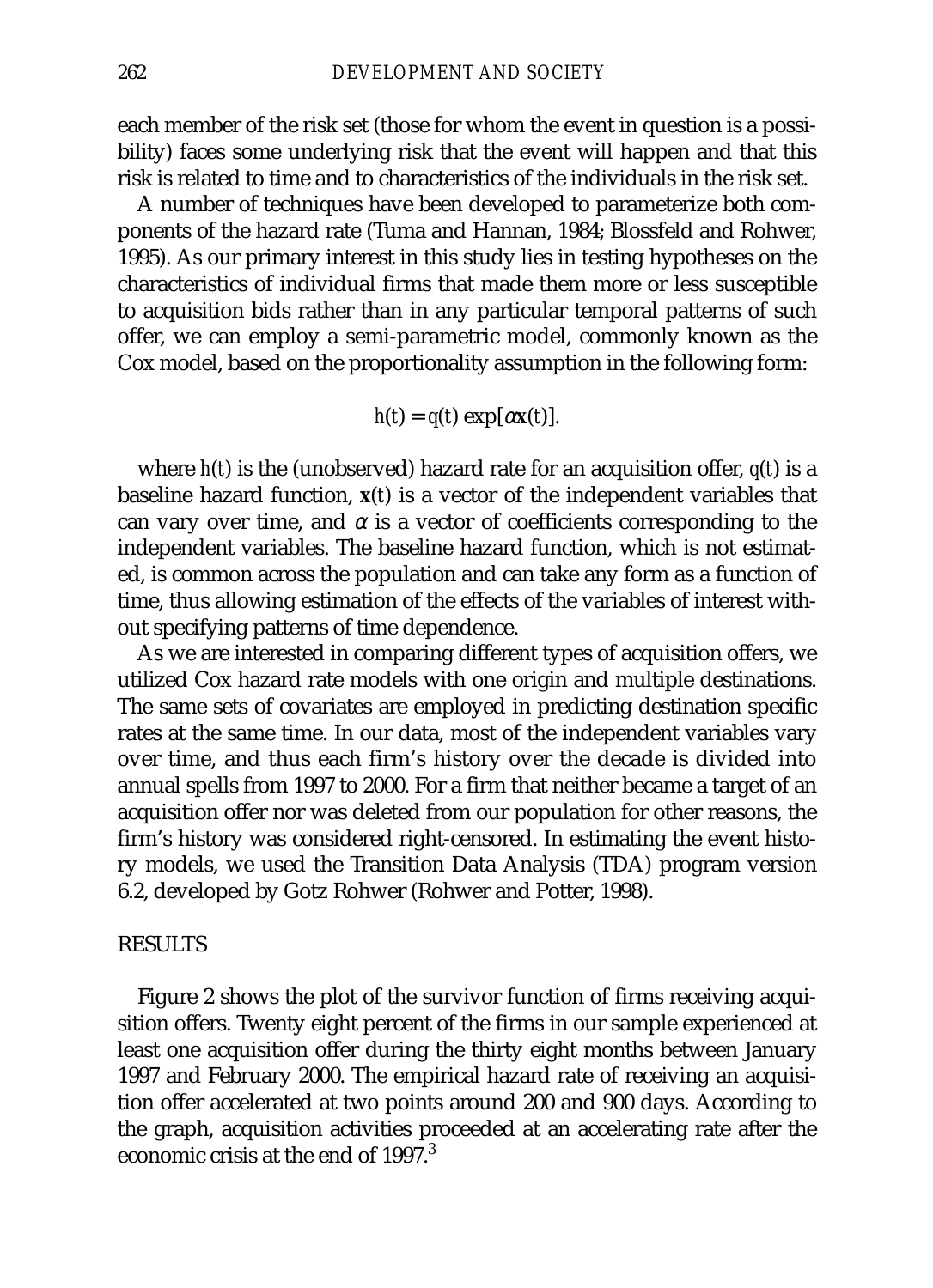each member of the risk set (those for whom the event in question is a possibility) faces some underlying risk that the event will happen and that this risk is related to time and to characteristics of the individuals in the risk set.

A number of techniques have been developed to parameterize both components of the hazard rate (Tuma and Hannan, 1984; Blossfeld and Rohwer, 1995). As our primary interest in this study lies in testing hypotheses on the characteristics of individual firms that made them more or less susceptible to acquisition bids rather than in any particular temporal patterns of such offer, we can employ a semi-parametric model, commonly known as the Cox model, based on the proportionality assumption in the following form:

$$h(t) = q(t) \exp[\alpha \mathbf{x}(t)].$$

where $h(t)$ is the (unobserved) hazard rate for an acquisition offer, $q(t)$ is a baseline hazard function, $\mathbf{x}(t)$ is a vector of the independent variables that can vary over time, and $\alpha$ is a vector of coefficients corresponding to the independent variables. The baseline hazard function, which is not estimated, is common across the population and can take any form as a function of time, thus allowing estimation of the effects of the variables of interest without specifying patterns of time dependence.

As we are interested in comparing different types of acquisition offers, we utilized Cox hazard rate models with one origin and multiple destinations. The same sets of covariates are employed in predicting destination specific rates at the same time. In our data, most of the independent variables vary over time, and thus each firm's history over the decade is divided into annual spells from 1997 to 2000. For a firm that neither became a target of an acquisition offer nor was deleted from our population for other reasons, the firm's history was considered right-censored. In estimating the event history models, we used the Transition Data Analysis (TDA) program version 6.2, developed by Gotz Rohwer (Rohwer and Potter, 1998).

## RESULTS

Figure 2 shows the plot of the survivor function of firms receiving acquisition offers. Twenty eight percent of the firms in our sample experienced at least one acquisition offer during the thirty eight months between January 1997 and February 2000. The empirical hazard rate of receiving an acquisition offer accelerated at two points around 200 and 900 days. According to the graph, acquisition activities proceeded at an accelerating rate after the economic crisis at the end of 1997.[3]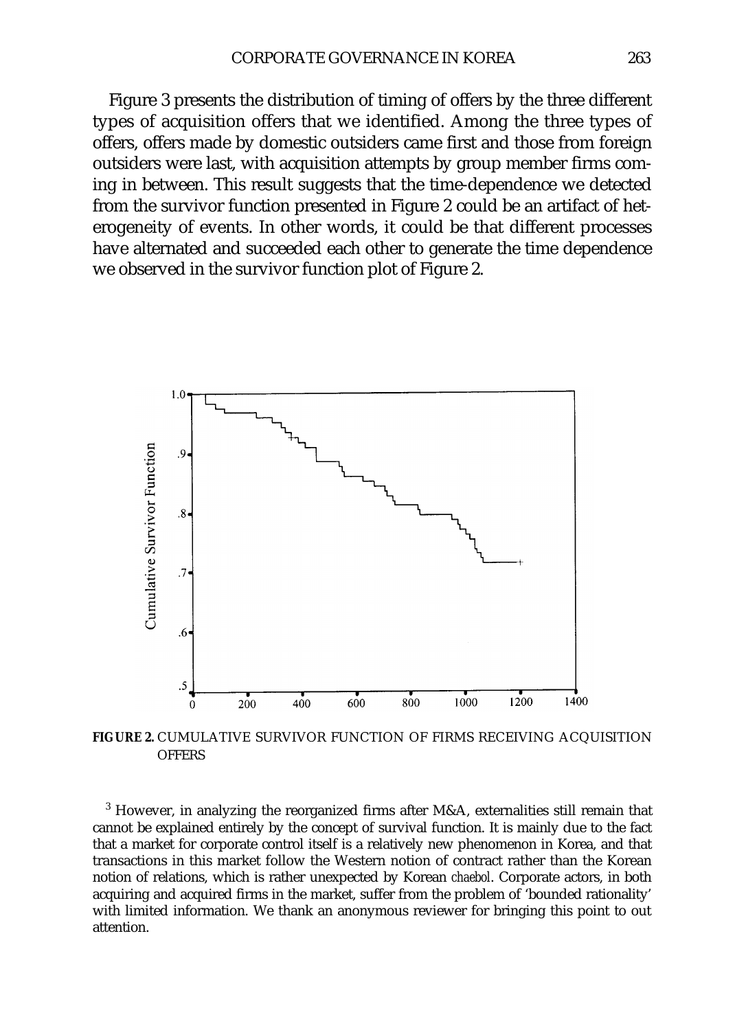Figure 3 presents the distribution of timing of offers by the three different types of acquisition offers that we identified. Among the three types of offers, offers made by domestic outsiders came first and those from foreign outsiders were last, with acquisition attempts by group member firms coming in between. This result suggests that the time-dependence we detected from the survivor function presented in Figure 2 could be an artifact of heterogeneity of events. In other words, it could be that different processes have alternated and succeeded each other to generate the time dependence we observed in the survivor function plot of Figure 2.

**FIGURE 2.** CUMULATIVE SURVIVOR FUNCTION OF FIRMS RECEIVING ACQUISITION OFFERS

[3] However, in analyzing the reorganized firms after M&A, externalities still remain that cannot be explained entirely by the concept of survival function. It is mainly due to the fact that a market for corporate control itself is a relatively new phenomenon in Korea, and that transactions in this market follow the Western notion of contract rather than the Korean notion of relations, which is rather unexpected by Korean *chaebol*. Corporate actors, in both acquiring and acquired firms in the market, suffer from the problem of 'bounded rationality' with limited information. We thank an anonymous reviewer for bringing this point to out attention.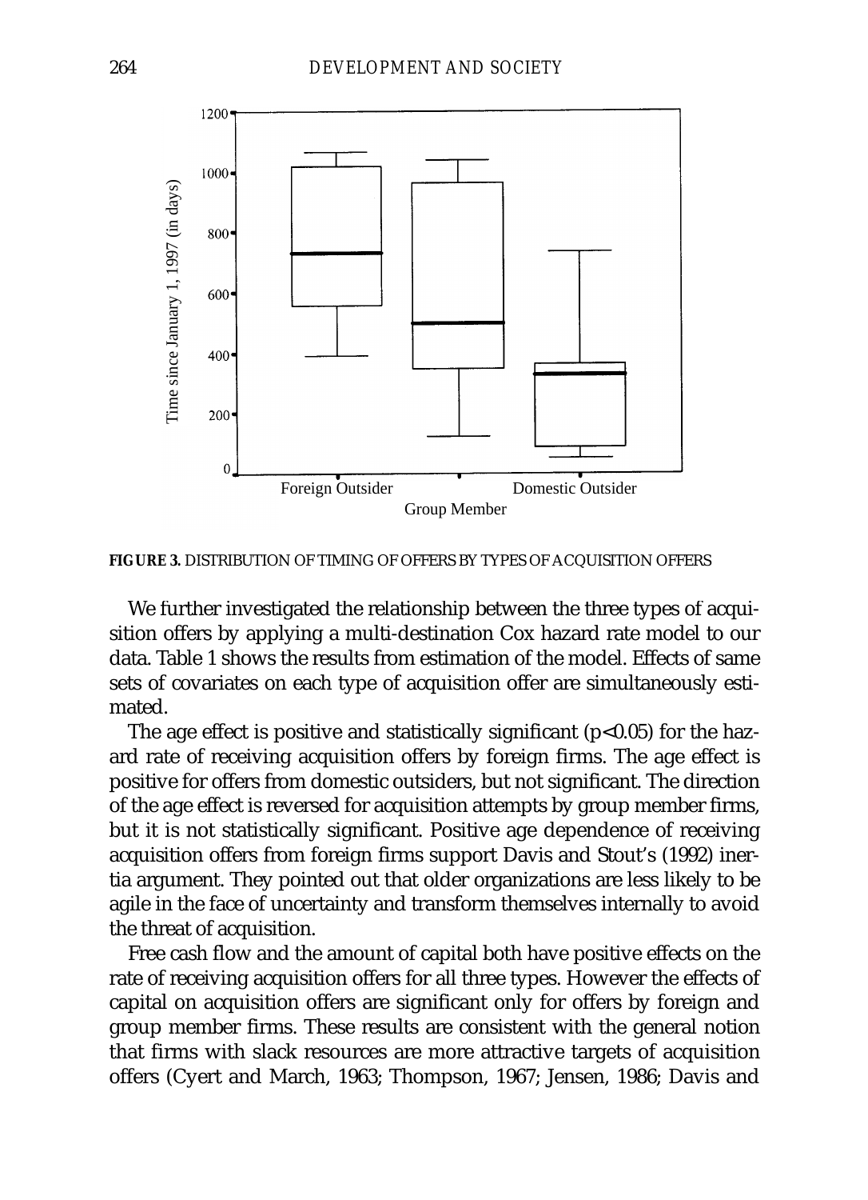**FIGURE 3.** DISTRIBUTION OF TIMING OF OFFERS BY TYPES OF ACQUISITION OFFERS

We further investigated the relationship between the three types of acquisition offers by applying a multi-destination Cox hazard rate model to our data. Table 1 shows the results from estimation of the model. Effects of same sets of covariates on each type of acquisition offer are simultaneously estimated.

The age effect is positive and statistically significant ($p<0.05$) for the hazard rate of receiving acquisition offers by foreign firms. The age effect is positive for offers from domestic outsiders, but not significant. The direction of the age effect is reversed for acquisition attempts by group member firms, but it is not statistically significant. Positive age dependence of receiving acquisition offers from foreign firms support Davis and Stout's (1992) inertia argument. They pointed out that older organizations are less likely to be agile in the face of uncertainty and transform themselves internally to avoid the threat of acquisition.

Free cash flow and the amount of capital both have positive effects on the rate of receiving acquisition offers for all three types. However the effects of capital on acquisition offers are significant only for offers by foreign and group member firms. These results are consistent with the general notion that firms with slack resources are more attractive targets of acquisition offers (Cyert and March, 1963; Thompson, 1967; Jensen, 1986; Davis and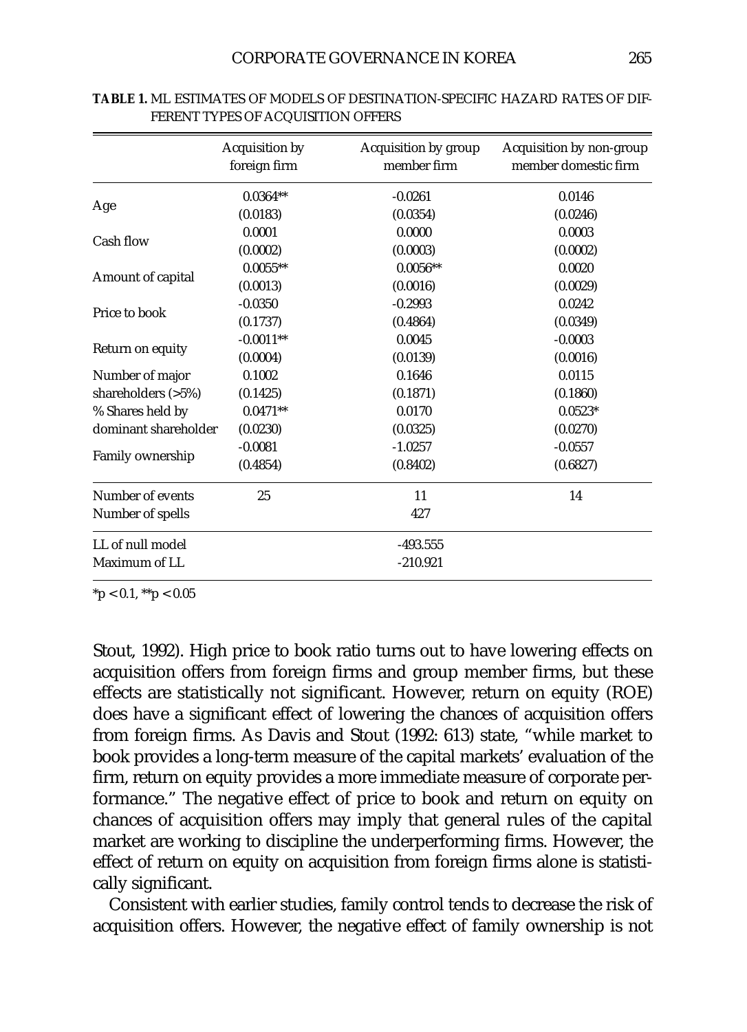**TABLE 1.** ML ESTIMATES OF MODELS OF DESTINATION-SPECIFIC HAZARD RATES OF DIFFERENT TYPES OF ACQUISITION OFFERS

| | Acquisition by foreign firm | Acquisition by group member firm | Acquisition by non-group member domestic firm |
|---|---|---|---|
| Age | 0.0364** | -0.0261 | 0.0146 |
| | (0.0183) | (0.0354) | (0.0246) |
| Cash flow | 0.0001 | 0.0000 | 0.0003 |
| | (0.0002) | (0.0003) | (0.0002) |
| Amount of capital | 0.0055** | 0.0056** | 0.0020 |
| | (0.0013) | (0.0016) | (0.0029) |
| Price to book | -0.0350 | -0.2993 | 0.0242 |
| | (0.1737) | (0.4864) | (0.0349) |
| Return on equity | -0.0011** | 0.0045 | -0.0003 |
| | (0.0004) | (0.0139) | (0.0016) |
| Number of major shareholders (>5%) | 0.1002 | 0.1646 | 0.0115 |
| | (0.1425) | (0.1871) | (0.1860) |
| % Shares held by dominant shareholder | 0.0471** | 0.0170 | 0.0523* |
| | (0.0230) | (0.0325) | (0.0270) |
| Family ownership | -0.0081 | -1.0257 | -0.0557 |
| | (0.4854) | (0.8402) | (0.6827) |
| Number of events | 25 | 11 | 14 |
| Number of spells | | 427 | |
| LL of null model | | -493.555 | |
| Maximum of LL | | -210.921 | |

$^{*}p < 0.1$, $^{**}p < 0.05$

Stout, 1992). High price to book ratio turns out to have lowering effects on acquisition offers from foreign firms and group member firms, but these effects are statistically not significant. However, return on equity (ROE) does have a significant effect of lowering the chances of acquisition offers from foreign firms. As Davis and Stout (1992: 613) state, "while market to book provides a long-term measure of the capital markets' evaluation of the firm, return on equity provides a more immediate measure of corporate performance." The negative effect of price to book and return on equity on chances of acquisition offers may imply that general rules of the capital market are working to discipline the underperforming firms. However, the effect of return on equity on acquisition from foreign firms alone is statistically significant.

Consistent with earlier studies, family control tends to decrease the risk of acquisition offers. However, the negative effect of family ownership is not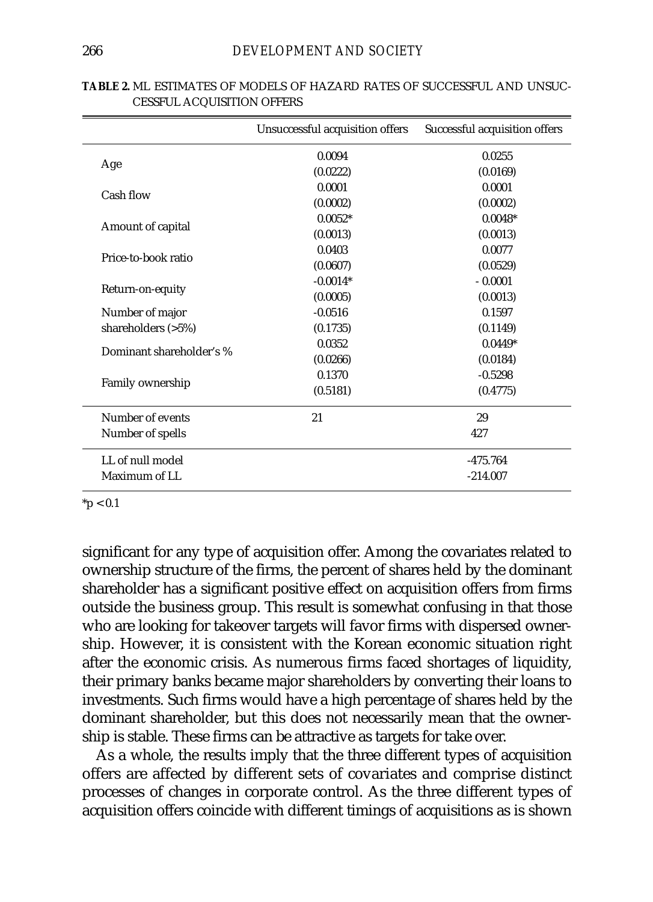**TABLE 2.** ML ESTIMATES OF MODELS OF HAZARD RATES OF SUCCESSFUL AND UNSUCCESSFUL ACQUISITION OFFERS

| | Unsuccessful acquisition offers | Successful acquisition offers |
|---|---|---|
| Age | 0.0094 | 0.0255 |
| | (0.0222) | (0.0169) |
| Cash flow | 0.0001 | 0.0001 |
| | (0.0002) | (0.0002) |
| Amount of capital | 0.0052* | 0.0048* |
| | (0.0013) | (0.0013) |
| Price-to-book ratio | 0.0403 | 0.0077 |
| | (0.0607) | (0.0529) |
| Return-on-equity | -0.0014* | - 0.0001 |
| | (0.0005) | (0.0013) |
| Number of major shareholders (>5%) | -0.0516 | 0.1597 |
| | (0.1735) | (0.1149) |
| Dominant shareholder's % | 0.0352 | 0.0449* |
| | (0.0266) | (0.0184) |
| Family ownership | 0.1370 | -0.5298 |
| | (0.5181) | (0.4775) |
| Number of events | 21 | 29 |
| Number of spells | | 427 |
| LL of null model | | -475.764 |
| Maximum of LL | | -214.007 |

*p < 0.1

significant for any type of acquisition offer. Among the covariates related to ownership structure of the firms, the percent of shares held by the dominant shareholder has a significant positive effect on acquisition offers from firms outside the business group. This result is somewhat confusing in that those who are looking for takeover targets will favor firms with dispersed ownership. However, it is consistent with the Korean economic situation right after the economic crisis. As numerous firms faced shortages of liquidity, their primary banks became major shareholders by converting their loans to investments. Such firms would have a high percentage of shares held by the dominant shareholder, but this does not necessarily mean that the ownership is stable. These firms can be attractive as targets for take over.

As a whole, the results imply that the three different types of acquisition offers are affected by different sets of covariates and comprise distinct processes of changes in corporate control. As the three different types of acquisition offers coincide with different timings of acquisitions as is shown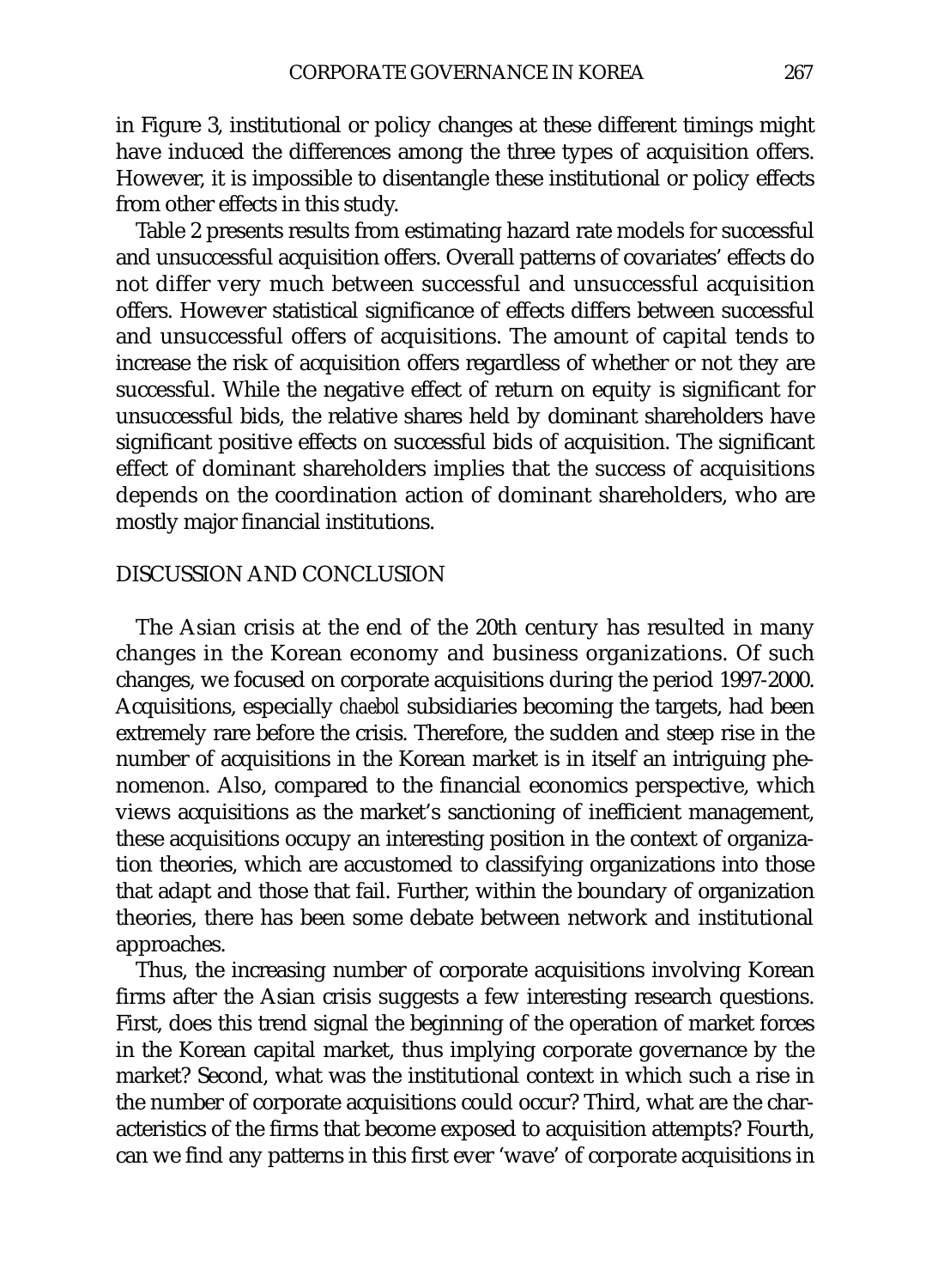in Figure 3, institutional or policy changes at these different timings might have induced the differences among the three types of acquisition offers. However, it is impossible to disentangle these institutional or policy effects from other effects in this study.

Table 2 presents results from estimating hazard rate models for successful and unsuccessful acquisition offers. Overall patterns of covariates' effects do not differ very much between successful and unsuccessful acquisition offers. However statistical significance of effects differs between successful and unsuccessful offers of acquisitions. The amount of capital tends to increase the risk of acquisition offers regardless of whether or not they are successful. While the negative effect of return on equity is significant for unsuccessful bids, the relative shares held by dominant shareholders have significant positive effects on successful bids of acquisition. The significant effect of dominant shareholders implies that the success of acquisitions depends on the coordination action of dominant shareholders, who are mostly major financial institutions.

## DISCUSSION AND CONCLUSION

The Asian crisis at the end of the 20th century has resulted in many changes in the Korean economy and business organizations. Of such changes, we focused on corporate acquisitions during the period 1997-2000. Acquisitions, especially *chaebol* subsidiaries becoming the targets, had been extremely rare before the crisis. Therefore, the sudden and steep rise in the number of acquisitions in the Korean market is in itself an intriguing phenomenon. Also, compared to the financial economics perspective, which views acquisitions as the market's sanctioning of inefficient management, these acquisitions occupy an interesting position in the context of organization theories, which are accustomed to classifying organizations into those that adapt and those that fail. Further, within the boundary of organization theories, there has been some debate between network and institutional approaches.

Thus, the increasing number of corporate acquisitions involving Korean firms after the Asian crisis suggests a few interesting research questions. First, does this trend signal the beginning of the operation of market forces in the Korean capital market, thus implying corporate governance by the market? Second, what was the institutional context in which such a rise in the number of corporate acquisitions could occur? Third, what are the characteristics of the firms that become exposed to acquisition attempts? Fourth, can we find any patterns in this first ever 'wave' of corporate acquisitions in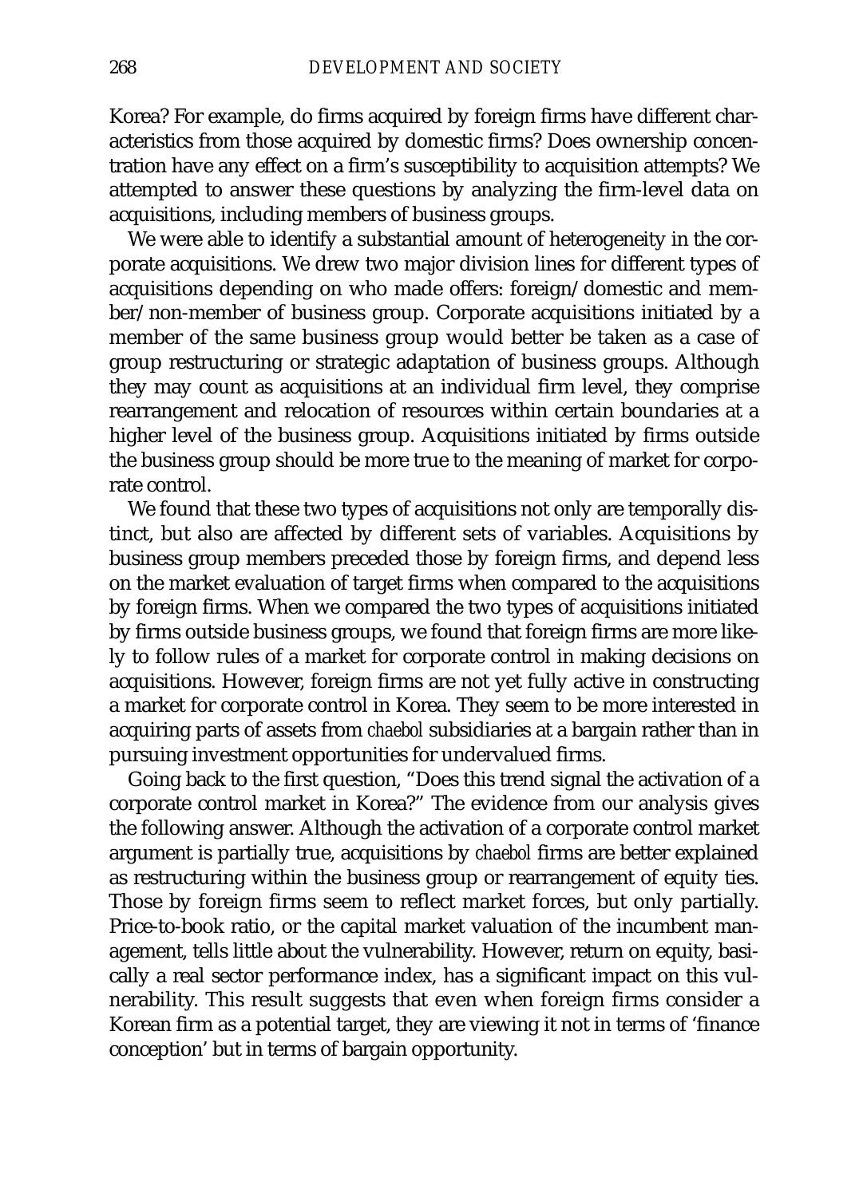Korea? For example, do firms acquired by foreign firms have different characteristics from those acquired by domestic firms? Does ownership concentration have any effect on a firm's susceptibility to acquisition attempts? We attempted to answer these questions by analyzing the firm-level data on acquisitions, including members of business groups.

We were able to identify a substantial amount of heterogeneity in the corporate acquisitions. We drew two major division lines for different types of acquisitions depending on who made offers: foreign/domestic and member/non-member of business group. Corporate acquisitions initiated by a member of the same business group would better be taken as a case of group restructuring or strategic adaptation of business groups. Although they may count as acquisitions at an individual firm level, they comprise rearrangement and relocation of resources within certain boundaries at a higher level of the business group. Acquisitions initiated by firms outside the business group should be more true to the meaning of market for corporate control.

We found that these two types of acquisitions not only are temporally distinct, but also are affected by different sets of variables. Acquisitions by business group members preceded those by foreign firms, and depend less on the market evaluation of target firms when compared to the acquisitions by foreign firms. When we compared the two types of acquisitions initiated by firms outside business groups, we found that foreign firms are more likely to follow rules of a market for corporate control in making decisions on acquisitions. However, foreign firms are not yet fully active in constructing a market for corporate control in Korea. They seem to be more interested in acquiring parts of assets from *chaebol* subsidiaries at a bargain rather than in pursuing investment opportunities for undervalued firms.

Going back to the first question, "Does this trend signal the activation of a corporate control market in Korea?" The evidence from our analysis gives the following answer. Although the activation of a corporate control market argument is partially true, acquisitions by *chaebol* firms are better explained as restructuring within the business group or rearrangement of equity ties. Those by foreign firms seem to reflect market forces, but only partially. Price-to-book ratio, or the capital market valuation of the incumbent management, tells little about the vulnerability. However, return on equity, basically a real sector performance index, has a significant impact on this vulnerability. This result suggests that even when foreign firms consider a Korean firm as a potential target, they are viewing it not in terms of 'finance conception' but in terms of bargain opportunity.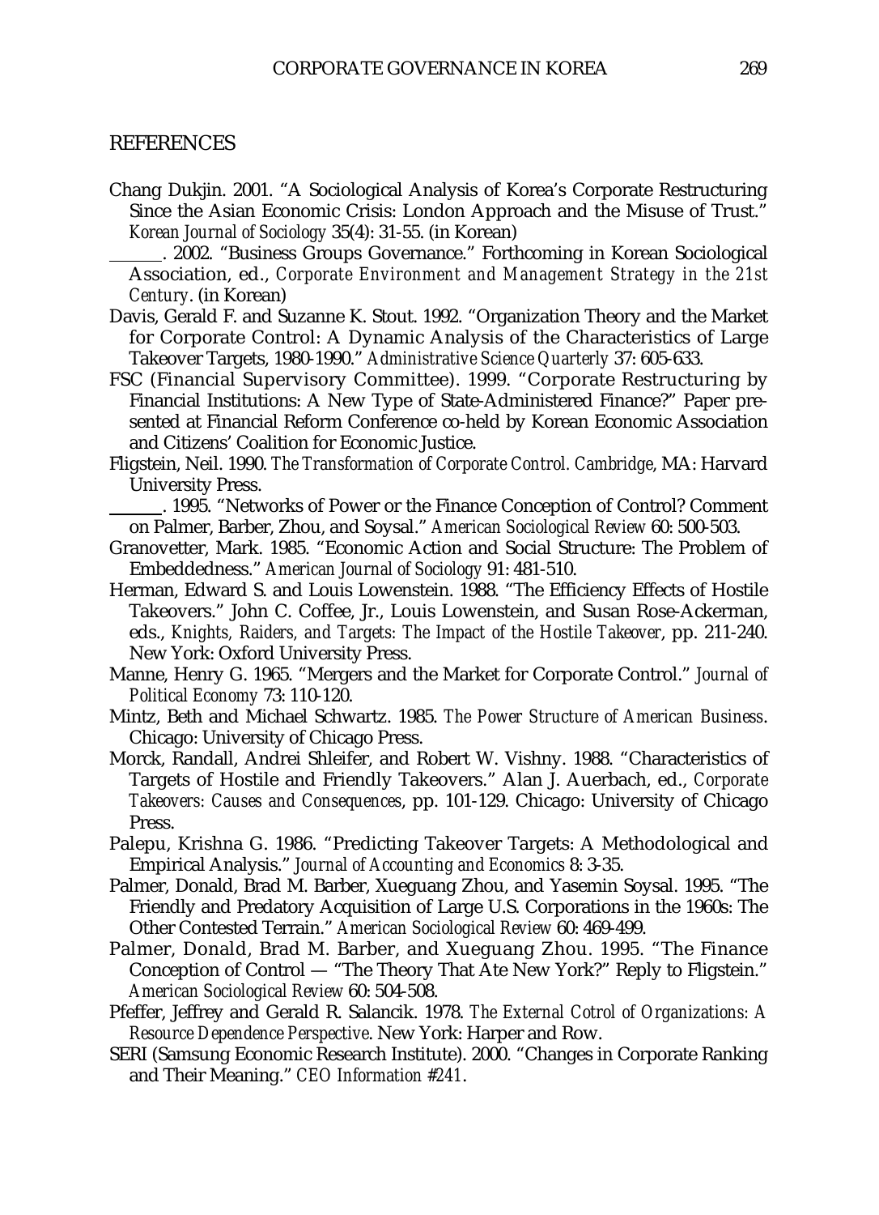## REFERENCES

Chang Dukjin. 2001. "A Sociological Analysis of Korea's Corporate Restructuring Since the Asian Economic Crisis: London Approach and the Misuse of Trust." *Korean Journal of Sociology* 35(4): 31-55. (in Korean)

______. 2002. "Business Groups Governance." Forthcoming in Korean Sociological Association, ed., *Corporate Environment and Management Strategy in the 21st Century*. (in Korean)

Davis, Gerald F. and Suzanne K. Stout. 1992. "Organization Theory and the Market for Corporate Control: A Dynamic Analysis of the Characteristics of Large Takeover Targets, 1980-1990." *Administrative Science Quarterly* 37: 605-633.

FSC (Financial Supervisory Committee). 1999. "Corporate Restructuring by Financial Institutions: A New Type of State-Administered Finance?" Paper presented at Financial Reform Conference co-held by Korean Economic Association and Citizens' Coalition for Economic Justice.

Fligstein, Neil. 1990. *The Transformation of Corporate Control. Cambridge*, MA: Harvard University Press.

______. 1995. "Networks of Power or the Finance Conception of Control? Comment on Palmer, Barber, Zhou, and Soysal." *American Sociological Review* 60: 500-503.

Granovetter, Mark. 1985. "Economic Action and Social Structure: The Problem of Embeddedness." *American Journal of Sociology* 91: 481-510.

Herman, Edward S. and Louis Lowenstein. 1988. "The Efficiency Effects of Hostile Takeovers." John C. Coffee, Jr., Louis Lowenstein, and Susan Rose-Ackerman, eds., *Knights, Raiders, and Targets: The Impact of the Hostile Takeover*, pp. 211-240. New York: Oxford University Press.

Manne, Henry G. 1965. "Mergers and the Market for Corporate Control." *Journal of Political Economy* 73: 110-120.

Mintz, Beth and Michael Schwartz. 1985. *The Power Structure of American Business*. Chicago: University of Chicago Press.

Morck, Randall, Andrei Shleifer, and Robert W. Vishny. 1988. "Characteristics of Targets of Hostile and Friendly Takeovers." Alan J. Auerbach, ed., *Corporate Takeovers: Causes and Consequences*, pp. 101-129. Chicago: University of Chicago Press.

Palepu, Krishna G. 1986. "Predicting Takeover Targets: A Methodological and Empirical Analysis." *Journal of Accounting and Economics* 8: 3-35.

Palmer, Donald, Brad M. Barber, Xueguang Zhou, and Yasemin Soysal. 1995. "The Friendly and Predatory Acquisition of Large U.S. Corporations in the 1960s: The Other Contested Terrain." *American Sociological Review* 60: 469-499.

Palmer, Donald, Brad M. Barber, and Xueguang Zhou. 1995. "The Finance Conception of Control — "The Theory That Ate New York?" Reply to Fligstein." *American Sociological Review* 60: 504-508.

Pfeffer, Jeffrey and Gerald R. Salancik. 1978. *The External Cotrol of Organizations: A Resource Dependence Perspective*. New York: Harper and Row.

SERI (Samsung Economic Research Institute). 2000. "Changes in Corporate Ranking and Their Meaning." *CEO Information #241*.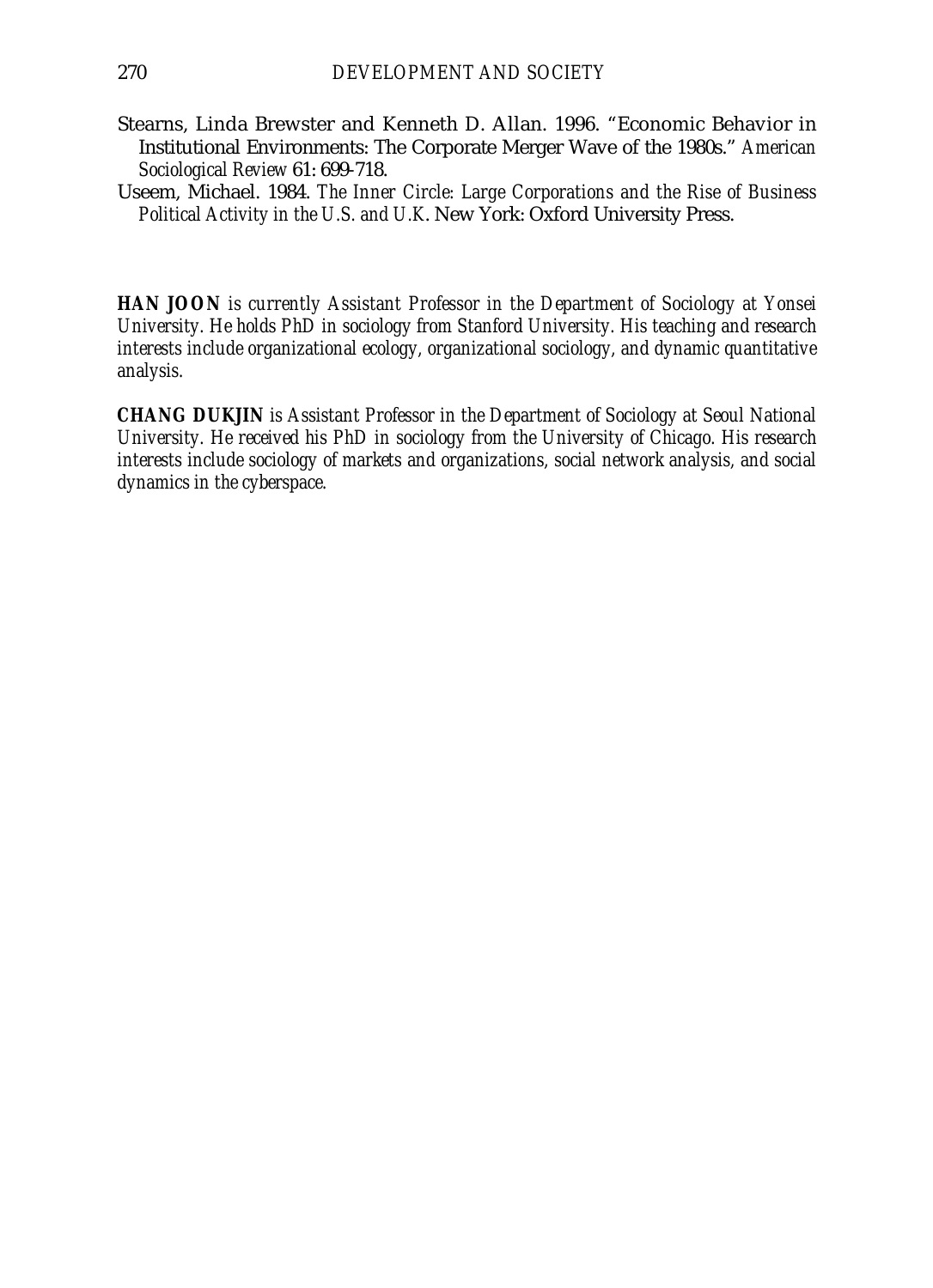Stearns, Linda Brewster and Kenneth D. Allan. 1996. "Economic Behavior in Institutional Environments: The Corporate Merger Wave of the 1980s." *American Sociological Review* 61: 699-718.

Useem, Michael. 1984. *The Inner Circle: Large Corporations and the Rise of Business Political Activity in the U.S. and U.K.* New York: Oxford University Press.

***HAN JOON*** *is currently Assistant Professor in the Department of Sociology at Yonsei University. He holds PhD in sociology from Stanford University. His teaching and research interests include organizational ecology, organizational sociology, and dynamic quantitative analysis.*

***CHANG DUKJIN*** *is Assistant Professor in the Department of Sociology at Seoul National University. He received his PhD in sociology from the University of Chicago. His research interests include sociology of markets and organizations, social network analysis, and social dynamics in the cyberspace.*